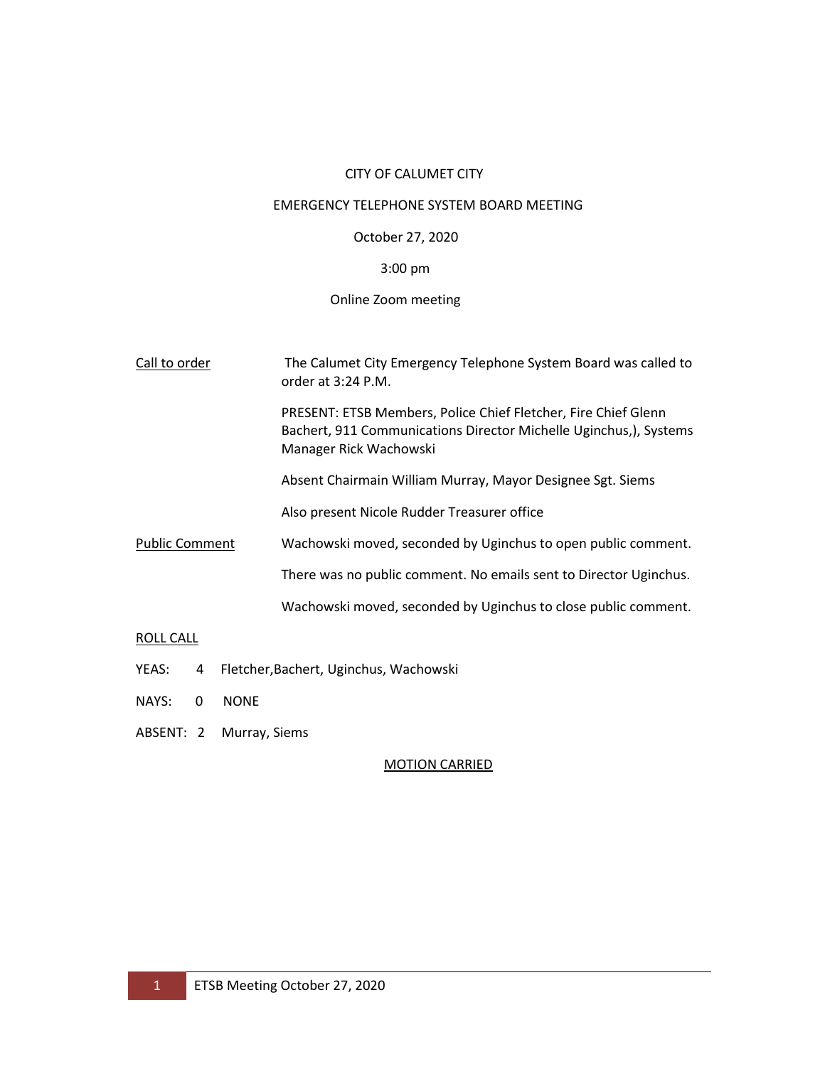CITY OF CALUMET CITY

EMERGENCY TELEPHONE SYSTEM BOARD MEETING

October 27, 2020

3:00 pm

Online Zoom meeting

**Call to order**

The Calumet City Emergency Telephone System Board was called to order at 3:24 P.M.

PRESENT: ETSB Members, Police Chief Fletcher, Fire Chief Glenn Bachert, 911 Communications Director Michelle Uginchus,), Systems Manager Rick Wachowski

Absent Chairmain William Murray, Mayor Designee Sgt. Siems

Also present Nicole Rudder Treasurer office

**Public Comment**

Wachowski moved, seconded by Uginchus to open public comment.

There was no public comment. No emails sent to Director Uginchus.

Wachowski moved, seconded by Uginchus to close public comment.

**ROLL CALL**

YEAS: 4 Fletcher,Bachert, Uginchus, Wachowski

NAYS: 0 NONE

ABSENT: 2 Murray, Siems

**MOTION CARRIED**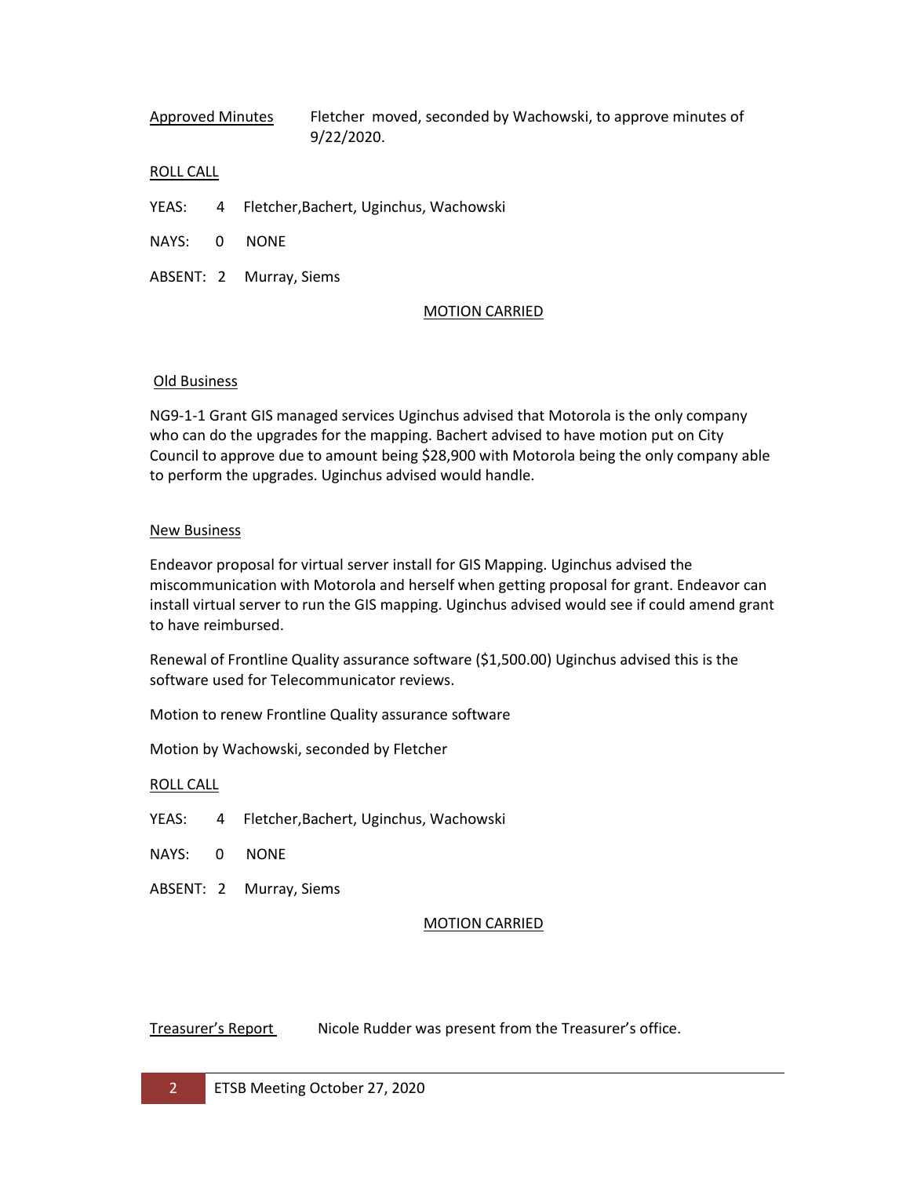Approved Minutes Fletcher moved, seconded by Wachowski, to approve minutes of 9/22/2020.

ROLL CALL

YEAS: 4 Fletcher,Bachert, Uginchus, Wachowski

NAYS: 0 NONE

ABSENT: 2 Murray, Siems

MOTION CARRIED

Old Business

NG9-1-1 Grant GIS managed services Uginchus advised that Motorola is the only company who can do the upgrades for the mapping. Bachert advised to have motion put on City Council to approve due to amount being $28,900 with Motorola being the only company able to perform the upgrades. Uginchus advised would handle.

New Business

Endeavor proposal for virtual server install for GIS Mapping. Uginchus advised the miscommunication with Motorola and herself when getting proposal for grant. Endeavor can install virtual server to run the GIS mapping. Uginchus advised would see if could amend grant to have reimbursed.

Renewal of Frontline Quality assurance software ($1,500.00) Uginchus advised this is the software used for Telecommunicator reviews.

Motion to renew Frontline Quality assurance software

Motion by Wachowski, seconded by Fletcher

ROLL CALL

YEAS: 4 Fletcher,Bachert, Uginchus, Wachowski

NAYS: 0 NONE

ABSENT: 2 Murray, Siems

MOTION CARRIED

Treasurer's Report Nicole Rudder was present from the Treasurer's office.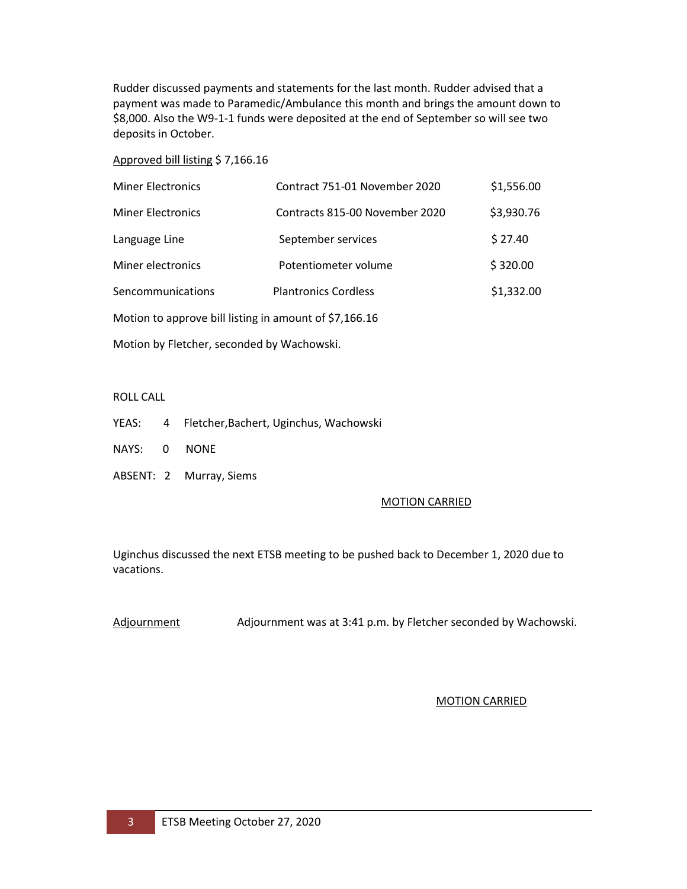Rudder discussed payments and statements for the last month. Rudder advised that a payment was made to Paramedic/Ambulance this month and brings the amount down to $8,000. Also the W9-1-1 funds were deposited at the end of September so will see two deposits in October.

<u>Approved bill listing</u> $ 7,166.16

| | | |
|---|---|---|
| Miner Electronics | Contract 751-01 November 2020 | $1,556.00 |
| Miner Electronics | Contracts 815-00 November 2020 | $3,930.76 |
| Language Line | September services | $ 27.40 |
| Miner electronics | Potentiometer volume | $ 320.00 |
| Sencommunications | Plantronics Cordless | $1,332.00 |

Motion to approve bill listing in amount of $7,166.16

Motion by Fletcher, seconded by Wachowski.

ROLL CALL

YEAS: 4 Fletcher,Bachert, Uginchus, Wachowski

NAYS: 0 NONE

ABSENT: 2 Murray, Siems

<u>MOTION CARRIED</u>

Uginchus discussed the next ETSB meeting to be pushed back to December 1, 2020 due to vacations.

<u>Adjournment</u> Adjournment was at 3:41 p.m. by Fletcher seconded by Wachowski.

<u>MOTION CARRIED</u>